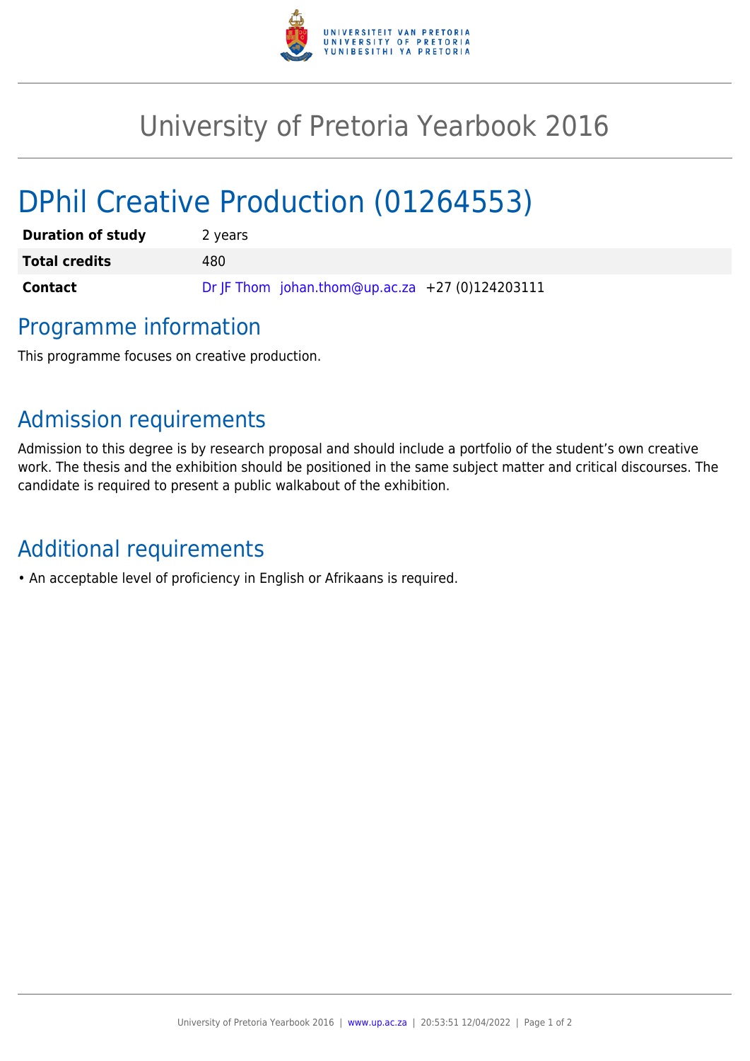# University of Pretoria Yearbook 2016

## DPhil Creative Production (01264553)

| | |
|---|---|
| **Duration of study** | 2 years |
| **Total credits** | 480 |
| **Contact** | Dr JF Thom johan.thom@up.ac.za +27 (0)124203111 |

### Programme information

This programme focuses on creative production.

### Admission requirements

Admission to this degree is by research proposal and should include a portfolio of the student's own creative work. The thesis and the exhibition should be positioned in the same subject matter and critical discourses. The candidate is required to present a public walkabout of the exhibition.

### Additional requirements

- An acceptable level of proficiency in English or Afrikaans is required.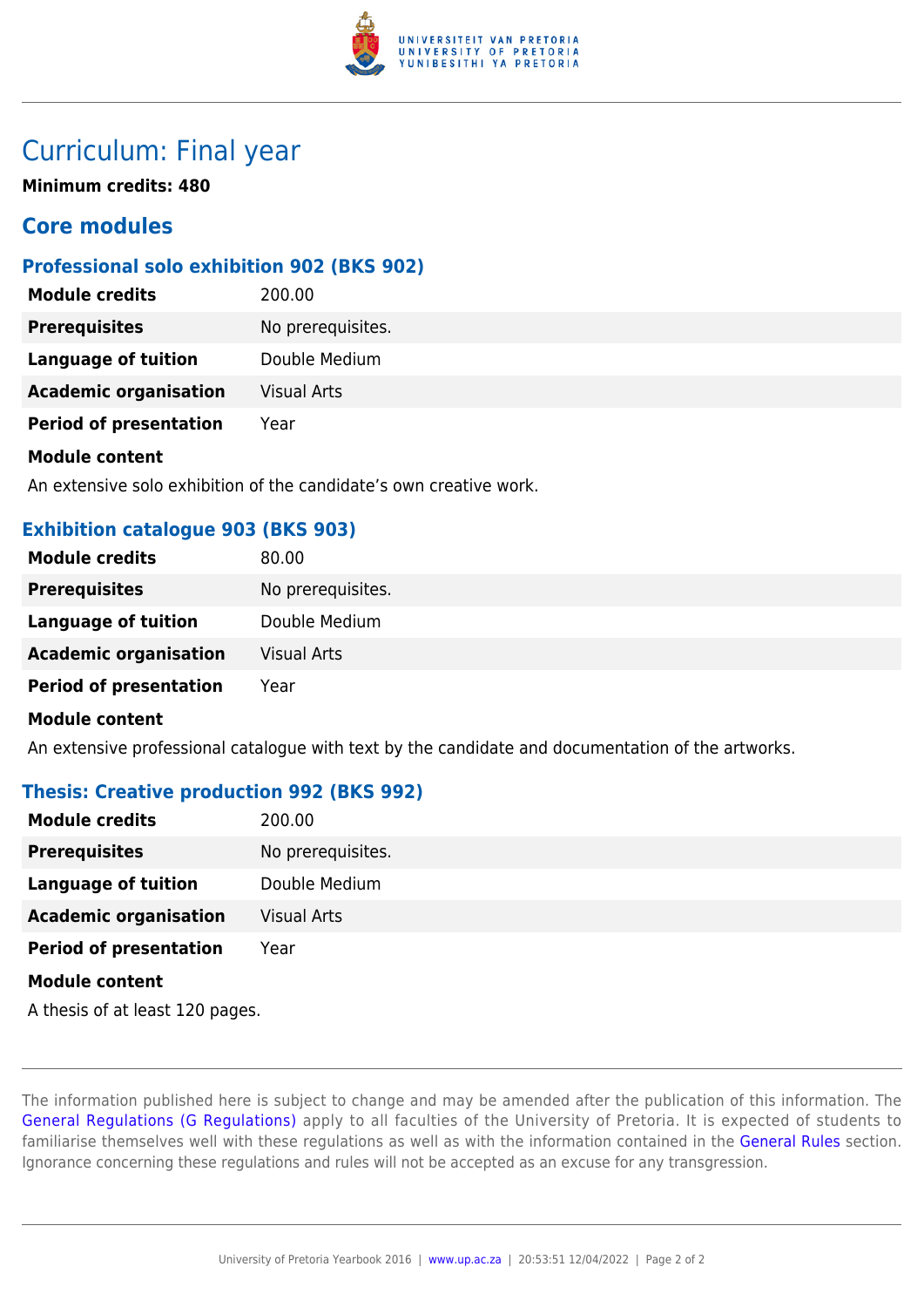# Curriculum: Final year

**Minimum credits: 480**

## Core modules

### Professional solo exhibition 902 (BKS 902)

| | |
|---|---|
| **Module credits** | 200.00 |
| **Prerequisites** | No prerequisites. |
| **Language of tuition** | Double Medium |
| **Academic organisation** | Visual Arts |
| **Period of presentation** | Year |

**Module content**

An extensive solo exhibition of the candidate's own creative work.

### Exhibition catalogue 903 (BKS 903)

| | |
|---|---|
| **Module credits** | 80.00 |
| **Prerequisites** | No prerequisites. |
| **Language of tuition** | Double Medium |
| **Academic organisation** | Visual Arts |
| **Period of presentation** | Year |

**Module content**

An extensive professional catalogue with text by the candidate and documentation of the artworks.

### Thesis: Creative production 992 (BKS 992)

| | |
|---|---|
| **Module credits** | 200.00 |
| **Prerequisites** | No prerequisites. |
| **Language of tuition** | Double Medium |
| **Academic organisation** | Visual Arts |
| **Period of presentation** | Year |

**Module content**

A thesis of at least 120 pages.

The information published here is subject to change and may be amended after the publication of this information. The General Regulations (G Regulations) apply to all faculties of the University of Pretoria. It is expected of students to familiarise themselves well with these regulations as well as with the information contained in the General Rules section. Ignorance concerning these regulations and rules will not be accepted as an excuse for any transgression.